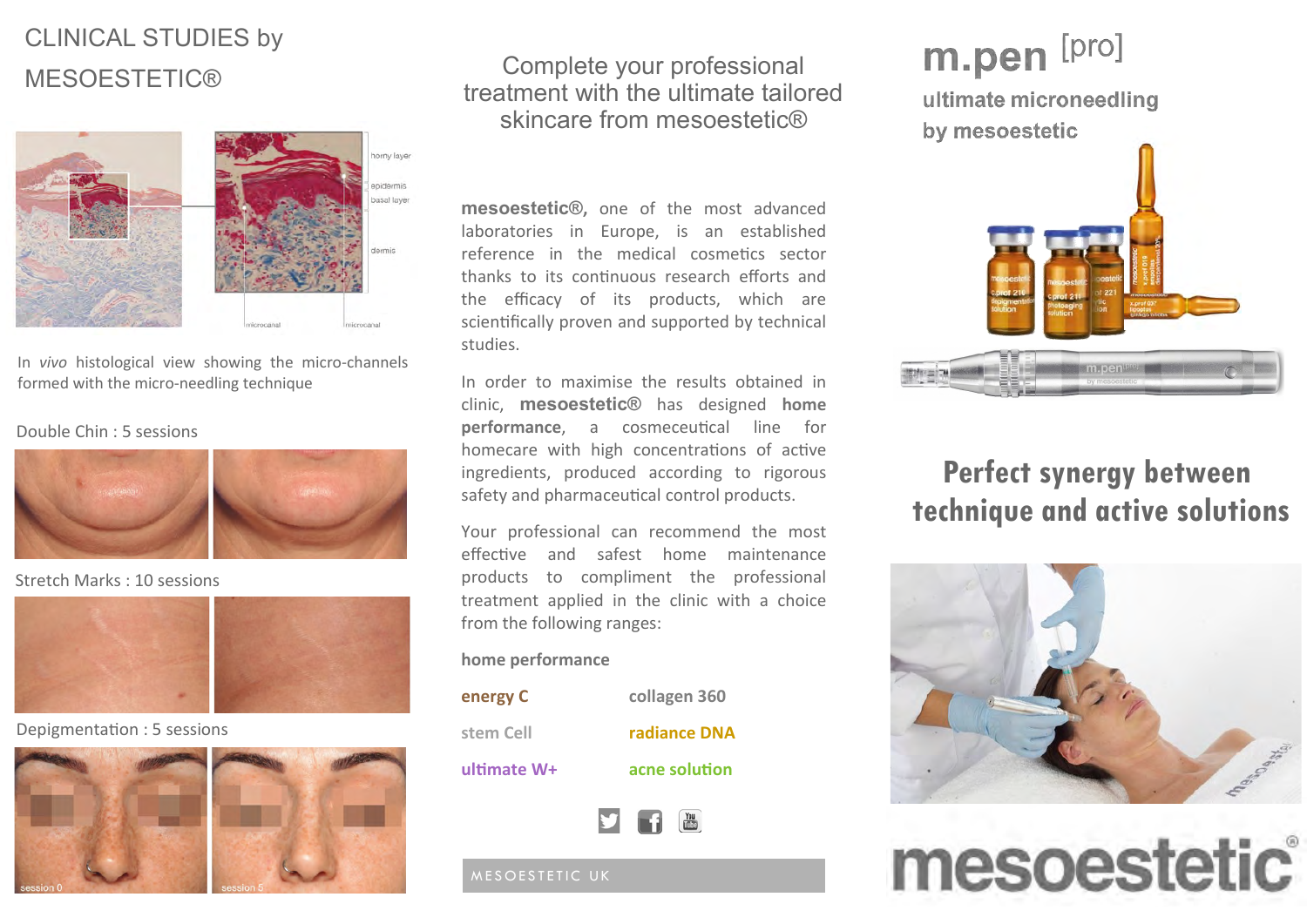# CLINICAL STUDIES by MESOESTETIC®

In *vivo* histological view showing the micro-channels formed with the micro-needling technique

Double Chin : 5 sessions

Stretch Marks : 10 sessions

Depigmentation : 5 sessions

## Complete your professional treatment with the ultimate tailored skincare from mesoestetic®

**mesoestetic®,** one of the most advanced laboratories in Europe, is an established reference in the medical cosmetics sector thanks to its continuous research efforts and the efficacy of its products, which are scientifically proven and supported by technical studies.

In order to maximise the results obtained in clinic, **mesoestetic®** has designed **home performance**, a cosmeceutical line for homecare with high concentrations of active ingredients, produced according to rigorous safety and pharmaceutical control products.

Your professional can recommend the most effective and safest home maintenance products to compliment the professional treatment applied in the clinic with a choice from the following ranges:

**home performance**

| | |
|---|---|
| **energy C** | **collagen 360** |
| **stem Cell** | **radiance DNA** |
| **ultimate W+** | **acne solution** |

MESOESTETIC UK

# m.pen [pro]

**ultimate microneedling by mesoestetic**

## Perfect synergy between technique and active solutions

mesoestetic®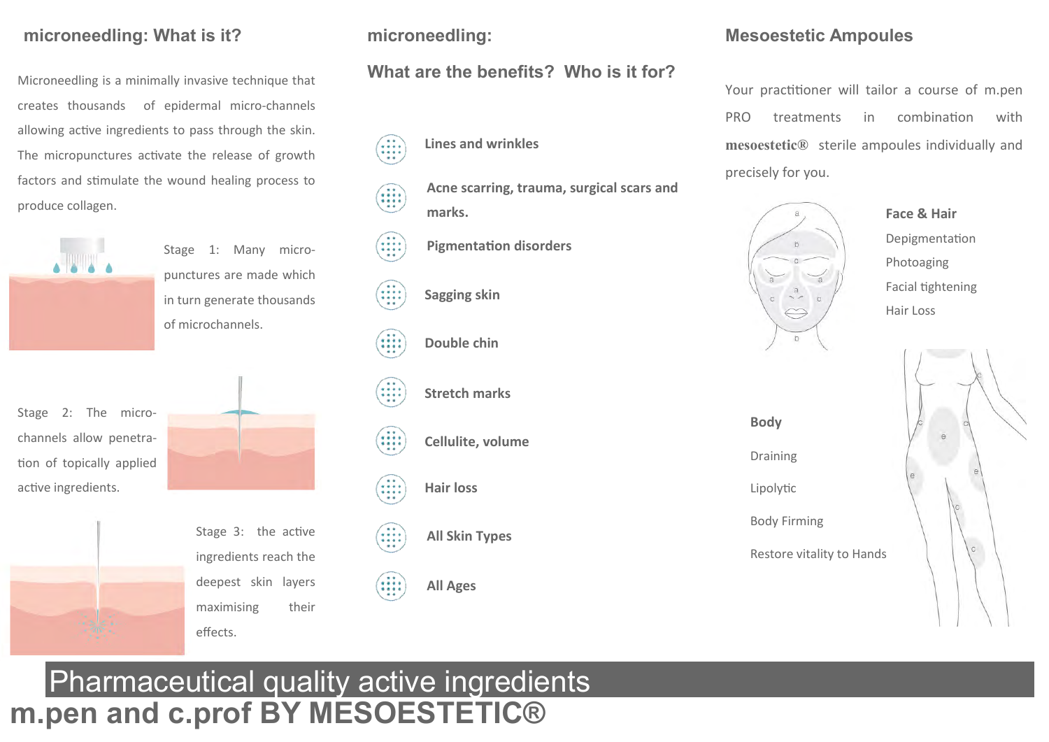## microneedling: What is it?

Microneedling is a minimally invasive technique that creates thousands of epidermal micro-channels allowing active ingredients to pass through the skin. The micropunctures activate the release of growth factors and stimulate the wound healing process to produce collagen.

Stage 1: Many micro-punctures are made which in turn generate thousands of microchannels.

Stage 2: The micro-channels allow penetration of topically applied active ingredients.

Stage 3: the active ingredients reach the deepest skin layers maximising their effects.

## microneedling:

## What are the benefits? Who is it for?

- **Lines and wrinkles**
- **Acne scarring, trauma, surgical scars and marks.**
- **Pigmentation disorders**
- **Sagging skin**
- **Double chin**
- **Stretch marks**
- **Cellulite, volume**
- **Hair loss**
- **All Skin Types**
- **All Ages**

## Mesoestetic Ampoules

Your practitioner will tailor a course of m.pen PRO treatments in combination with **mesoestetic®** sterile ampoules individually and precisely for you.

**Face & Hair**

Depigmentation

Photoaging

Facial tightening

Hair Loss

**Body**

Draining

Lipolytic

Body Firming

Restore vitality to Hands

Pharmaceutical quality active ingredients

**m.pen and c.prof BY MESOESTETIC®**